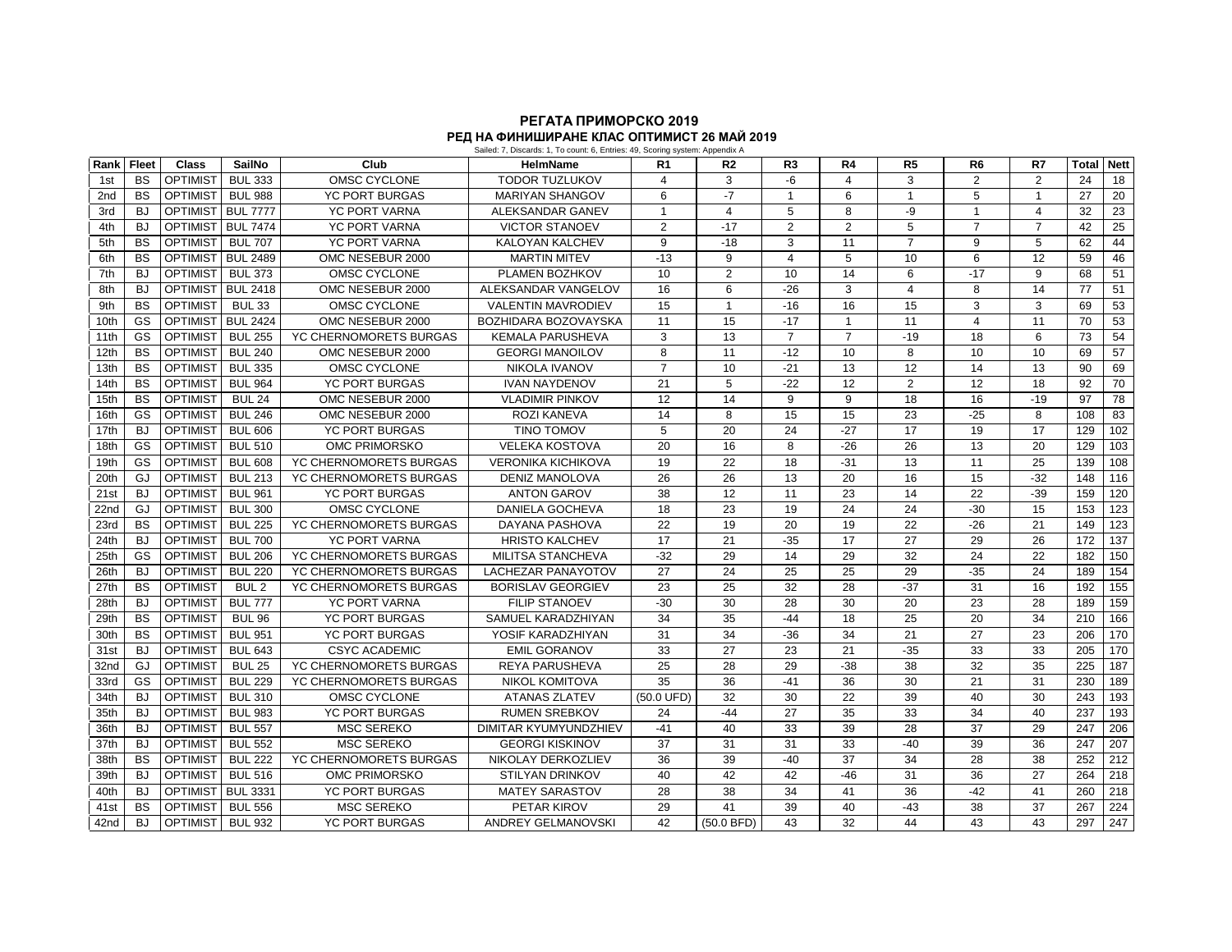# РЕГАТА ПРИМОРСКО 2019

## РЕД НА ФИНИШИРАНЕ КЛАС ОПТИМИСТ 26 МАЙ 2019

Sailed: 7, Discards: 1, To count: 6, Entries: 49, Scoring system: Appendix A

| Rank | Fleet | Class | SailNo | Club | HelmName | R1 | R2 | R3 | R4 | R5 | R6 | R7 | Total | Nett |
|---|---|---|---|---|---|---|---|---|---|---|---|---|---|---|
| 1st | BS | OPTIMIST | BUL 333 | OMSC CYCLONE | TODOR TUZLUKOV | 4 | 3 | -6 | 4 | 3 | 2 | 2 | 24 | 18 |
| 2nd | BS | OPTIMIST | BUL 988 | YC PORT BURGAS | MARIYAN SHANGOV | 6 | -7 | 1 | 6 | 1 | 5 | 1 | 27 | 20 |
| 3rd | BJ | OPTIMIST | BUL 7777 | YC PORT VARNA | ALEKSANDAR GANEV | 1 | 4 | 5 | 8 | -9 | 1 | 4 | 32 | 23 |
| 4th | BJ | OPTIMIST | BUL 7474 | YC PORT VARNA | VICTOR STANOEV | 2 | -17 | 2 | 2 | 5 | 7 | 7 | 42 | 25 |
| 5th | BS | OPTIMIST | BUL 707 | YC PORT VARNA | KALOYAN KALCHEV | 9 | -18 | 3 | 11 | 7 | 9 | 5 | 62 | 44 |
| 6th | BS | OPTIMIST | BUL 2489 | OMC NESEBUR 2000 | MARTIN MITEV | -13 | 9 | 4 | 5 | 10 | 6 | 12 | 59 | 46 |
| 7th | BJ | OPTIMIST | BUL 373 | OMSC CYCLONE | PLAMEN BOZHKOV | 10 | 2 | 10 | 14 | 6 | -17 | 9 | 68 | 51 |
| 8th | BJ | OPTIMIST | BUL 2418 | OMC NESEBUR 2000 | ALEKSANDAR VANGELOV | 16 | 6 | -26 | 3 | 4 | 8 | 14 | 77 | 51 |
| 9th | BS | OPTIMIST | BUL 33 | OMSC CYCLONE | VALENTIN MAVRODIEV | 15 | 1 | -16 | 16 | 15 | 3 | 3 | 69 | 53 |
| 10th | GS | OPTIMIST | BUL 2424 | OMC NESEBUR 2000 | BOZHIDARA BOZOVAYSKA | 11 | 15 | -17 | 1 | 11 | 4 | 11 | 70 | 53 |
| 11th | GS | OPTIMIST | BUL 255 | YC CHERNOMORETS BURGAS | KEMALA PARUSHEVA | 3 | 13 | 7 | 7 | -19 | 18 | 6 | 73 | 54 |
| 12th | BS | OPTIMIST | BUL 240 | OMC NESEBUR 2000 | GEORGI MANOILOV | 8 | 11 | -12 | 10 | 8 | 10 | 10 | 69 | 57 |
| 13th | BS | OPTIMIST | BUL 335 | OMSC CYCLONE | NIKOLA IVANOV | 7 | 10 | -21 | 13 | 12 | 14 | 13 | 90 | 69 |
| 14th | BS | OPTIMIST | BUL 964 | YC PORT BURGAS | IVAN NAYDENOV | 21 | 5 | -22 | 12 | 2 | 12 | 18 | 92 | 70 |
| 15th | BS | OPTIMIST | BUL 24 | OMC NESEBUR 2000 | VLADIMIR PINKOV | 12 | 14 | 9 | 9 | 18 | 16 | -19 | 97 | 78 |
| 16th | GS | OPTIMIST | BUL 246 | OMC NESEBUR 2000 | ROZI KANEVA | 14 | 8 | 15 | 15 | 23 | -25 | 8 | 108 | 83 |
| 17th | BJ | OPTIMIST | BUL 606 | YC PORT BURGAS | TINO TOMOV | 5 | 20 | 24 | -27 | 17 | 19 | 17 | 129 | 102 |
| 18th | GS | OPTIMIST | BUL 510 | OMC PRIMORSKO | VELEKA KOSTOVA | 20 | 16 | 8 | -26 | 26 | 13 | 20 | 129 | 103 |
| 19th | GS | OPTIMIST | BUL 608 | YC CHERNOMORETS BURGAS | VERONIKA KICHIKOVA | 19 | 22 | 18 | -31 | 13 | 11 | 25 | 139 | 108 |
| 20th | GJ | OPTIMIST | BUL 213 | YC CHERNOMORETS BURGAS | DENIZ MANOLOVA | 26 | 26 | 13 | 20 | 16 | 15 | -32 | 148 | 116 |
| 21st | BJ | OPTIMIST | BUL 961 | YC PORT BURGAS | ANTON GAROV | 38 | 12 | 11 | 23 | 14 | 22 | -39 | 159 | 120 |
| 22nd | GJ | OPTIMIST | BUL 300 | OMSC CYCLONE | DANIELA GOCHEVA | 18 | 23 | 19 | 24 | 24 | -30 | 15 | 153 | 123 |
| 23rd | BS | OPTIMIST | BUL 225 | YC CHERNOMORETS BURGAS | DAYANA PASHOVA | 22 | 19 | 20 | 19 | 22 | -26 | 21 | 149 | 123 |
| 24th | BJ | OPTIMIST | BUL 700 | YC PORT VARNA | HRISTO KALCHEV | 17 | 21 | -35 | 17 | 27 | 29 | 26 | 172 | 137 |
| 25th | GS | OPTIMIST | BUL 206 | YC CHERNOMORETS BURGAS | MILITSA STANCHEVA | -32 | 29 | 14 | 29 | 32 | 24 | 22 | 182 | 150 |
| 26th | BJ | OPTIMIST | BUL 220 | YC CHERNOMORETS BURGAS | LACHEZAR PANAYOTOV | 27 | 24 | 25 | 25 | 29 | -35 | 24 | 189 | 154 |
| 27th | BS | OPTIMIST | BUL 2 | YC CHERNOMORETS BURGAS | BORISLAV GEORGIEV | 23 | 25 | 32 | 28 | -37 | 31 | 16 | 192 | 155 |
| 28th | BJ | OPTIMIST | BUL 777 | YC PORT VARNA | FILIP STANOEV | -30 | 30 | 28 | 30 | 20 | 23 | 28 | 189 | 159 |
| 29th | BS | OPTIMIST | BUL 96 | YC PORT BURGAS | SAMUEL KARADZHIYAN | 34 | 35 | -44 | 18 | 25 | 20 | 34 | 210 | 166 |
| 30th | BS | OPTIMIST | BUL 951 | YC PORT BURGAS | YOSIF KARADZHIYAN | 31 | 34 | -36 | 34 | 21 | 27 | 23 | 206 | 170 |
| 31st | BJ | OPTIMIST | BUL 643 | CSYC ACADEMIC | EMIL GORANOV | 33 | 27 | 23 | 21 | -35 | 33 | 33 | 205 | 170 |
| 32nd | GJ | OPTIMIST | BUL 25 | YC CHERNOMORETS BURGAS | REYA PARUSHEVA | 25 | 28 | 29 | -38 | 38 | 32 | 35 | 225 | 187 |
| 33rd | GS | OPTIMIST | BUL 229 | YC CHERNOMORETS BURGAS | NIKOL KOMITOVA | 35 | 36 | -41 | 36 | 30 | 21 | 31 | 230 | 189 |
| 34th | BJ | OPTIMIST | BUL 310 | OMSC CYCLONE | ATANAS ZLATEV | (50.0 UFD) | 32 | 30 | 22 | 39 | 40 | 30 | 243 | 193 |
| 35th | BJ | OPTIMIST | BUL 983 | YC PORT BURGAS | RUMEN SREBKOV | 24 | -44 | 27 | 35 | 33 | 34 | 40 | 237 | 193 |
| 36th | BJ | OPTIMIST | BUL 557 | MSC SEREKO | DIMITAR KYUMYUNDZHIEV | -41 | 40 | 33 | 39 | 28 | 37 | 29 | 247 | 206 |
| 37th | BJ | OPTIMIST | BUL 552 | MSC SEREKO | GEORGI KISKINOV | 37 | 31 | 31 | 33 | -40 | 39 | 36 | 247 | 207 |
| 38th | BS | OPTIMIST | BUL 222 | YC CHERNOMORETS BURGAS | NIKOLAY DERKOZLIEV | 36 | 39 | -40 | 37 | 34 | 28 | 38 | 252 | 212 |
| 39th | BJ | OPTIMIST | BUL 516 | OMC PRIMORSKO | STILYAN DRINKOV | 40 | 42 | 42 | -46 | 31 | 36 | 27 | 264 | 218 |
| 40th | BJ | OPTIMIST | BUL 3331 | YC PORT BURGAS | MATEY SARASTOV | 28 | 38 | 34 | 41 | 36 | -42 | 41 | 260 | 218 |
| 41st | BS | OPTIMIST | BUL 556 | MSC SEREKO | PETAR KIROV | 29 | 41 | 39 | 40 | -43 | 38 | 37 | 267 | 224 |
| 42nd | BJ | OPTIMIST | BUL 932 | YC PORT BURGAS | ANDREY GELMANOVSKI | 42 | (50.0 BFD) | 43 | 32 | 44 | 43 | 43 | 297 | 247 |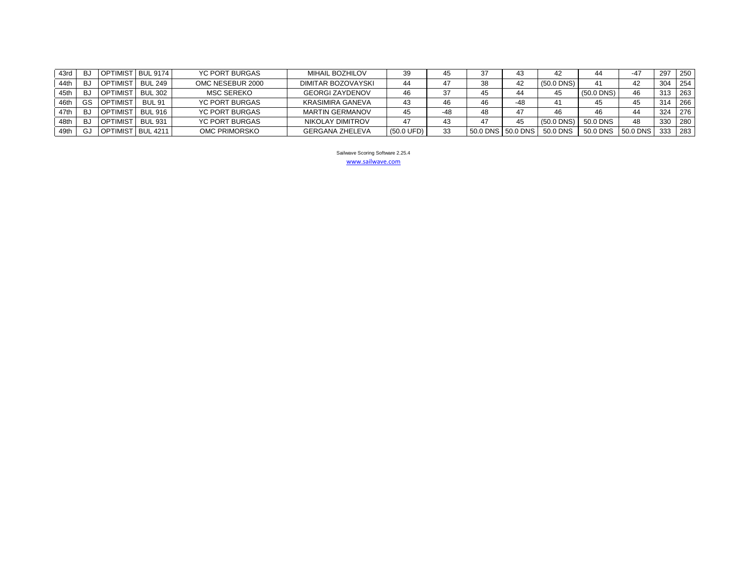| | | | | | | | | | | | | | | | |
|---|---|---|---|---|---|---|---|---|---|---|---|---|---|---|---|
| 43rd | BJ | OPTIMIST | BUL 9174 | YC PORT BURGAS | MIHAIL BOZHILOV | 39 | 45 | 37 | 43 | 42 | 44 | -47 | 297 | 250 |
| 44th | BJ | OPTIMIST | BUL 249 | OMC NESEBUR 2000 | DIMITAR BOZOVAYSKI | 44 | 47 | 38 | 42 | (50.0 DNS) | 41 | 42 | 304 | 254 |
| 45th | BJ | OPTIMIST | BUL 302 | MSC SEREKO | GEORGI ZAYDENOV | 46 | 37 | 45 | 44 | 45 | (50.0 DNS) | 46 | 313 | 263 |
| 46th | GS | OPTIMIST | BUL 91 | YC PORT BURGAS | KRASIMIRA GANEVA | 43 | 46 | 46 | -48 | 41 | 45 | 45 | 314 | 266 |
| 47th | BJ | OPTIMIST | BUL 916 | YC PORT BURGAS | MARTIN GERMANOV | 45 | -48 | 48 | 47 | 46 | 46 | 44 | 324 | 276 |
| 48th | BJ | OPTIMIST | BUL 931 | YC PORT BURGAS | NIKOLAY DIMITROV | 47 | 43 | 47 | 45 | (50.0 DNS) | 50.0 DNS | 48 | 330 | 280 |
| 49th | GJ | OPTIMIST | BUL 4211 | OMC PRIMORSKO | GERGANA ZHELEVA | (50.0 UFD) | 33 | 50.0 DNS | 50.0 DNS | 50.0 DNS | 50.0 DNS | 50.0 DNS | 333 | 283 |

Sailwave Scoring Software 2.25.4

www.sailwave.com